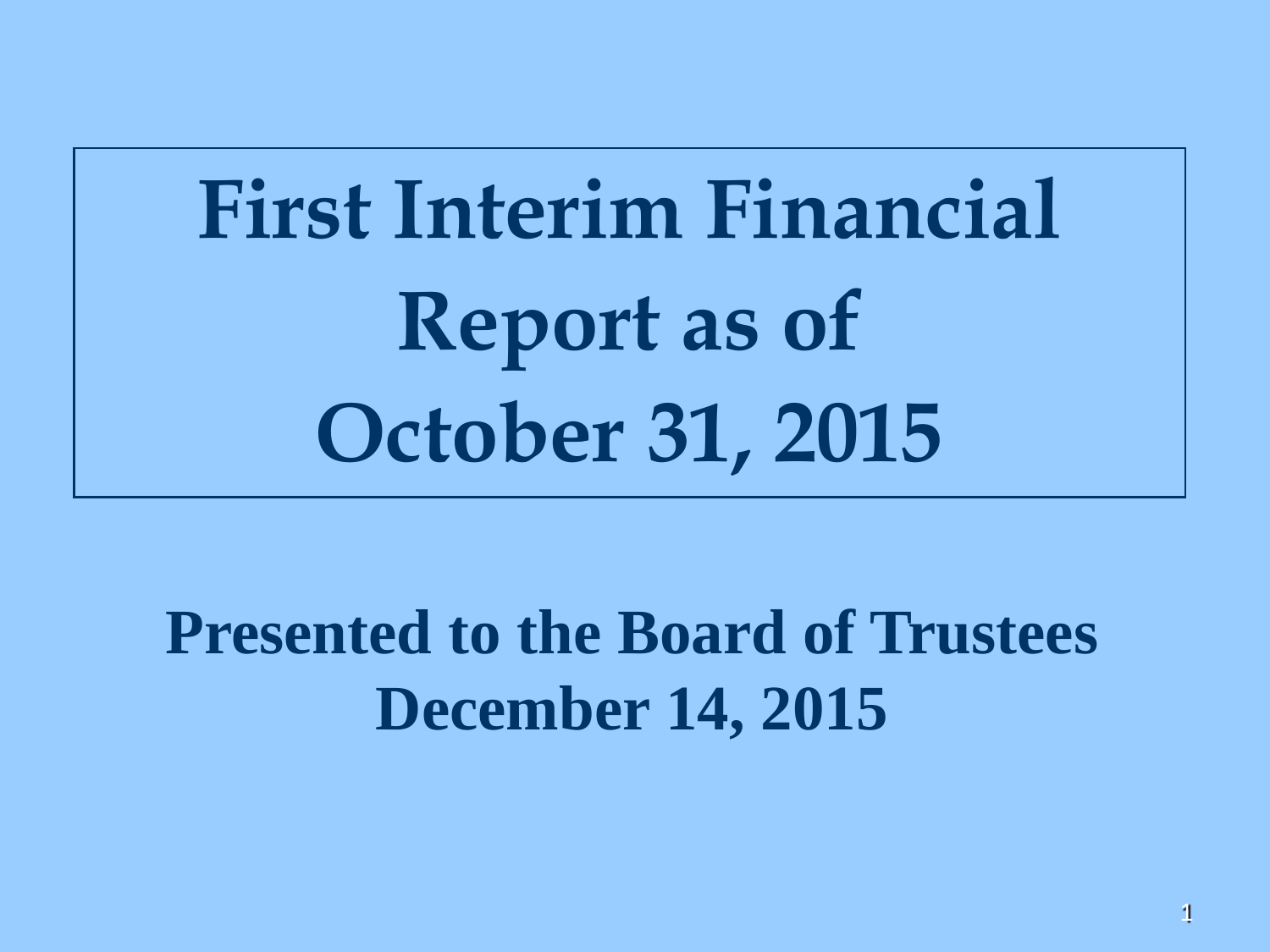# First Interim Financial Report as of October 31, 2015

**Presented to the Board of Trustees**
**December 14, 2015**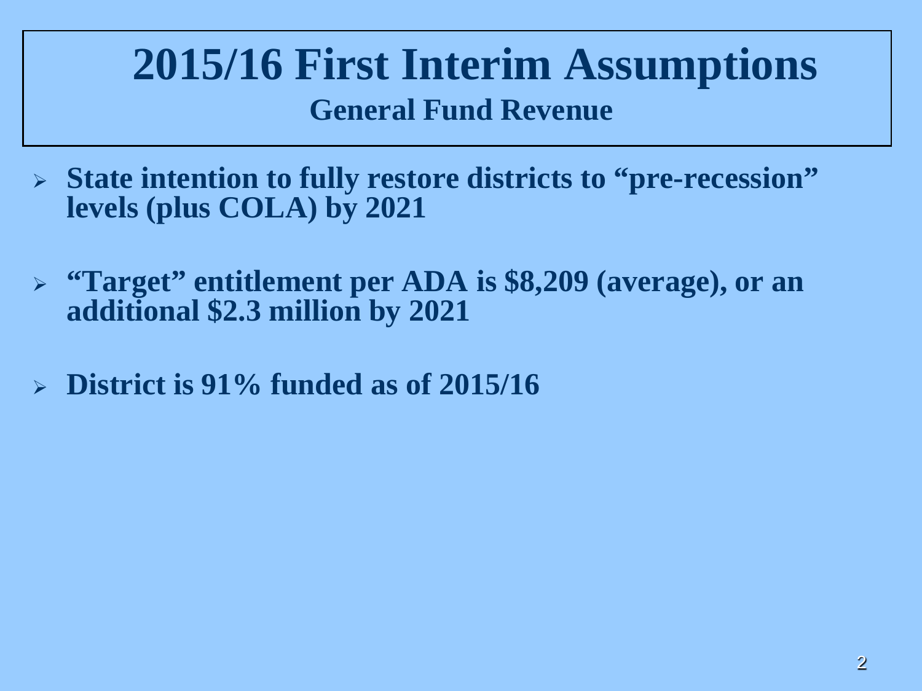# 2015/16 First Interim Assumptions

## General Fund Revenue

- **State intention to fully restore districts to "pre-recession" levels (plus COLA) by 2021**
- **"Target" entitlement per ADA is $8,209 (average), or an additional $2.3 million by 2021**
- **District is 91% funded as of 2015/16**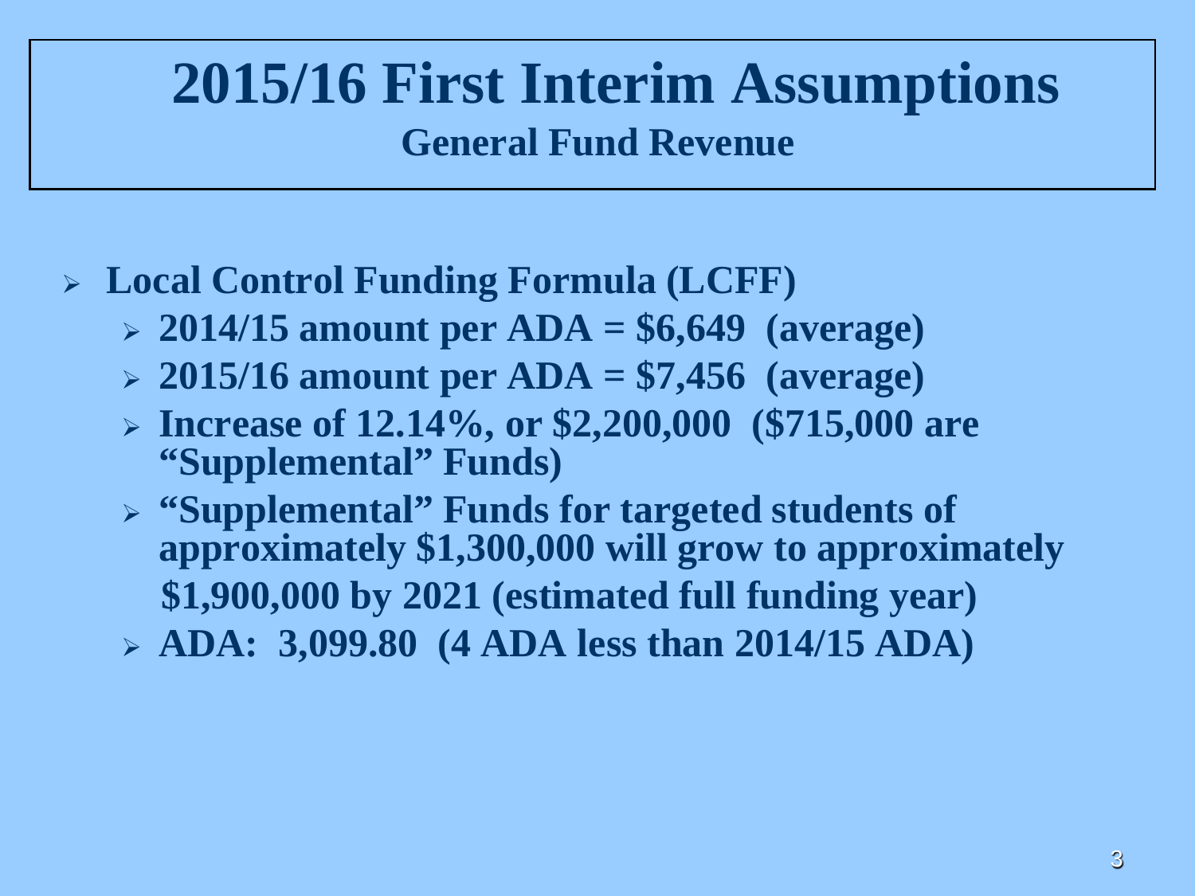# 2015/16 First Interim Assumptions

## General Fund Revenue

- **Local Control Funding Formula (LCFF)**
  - **2014/15 amount per ADA = $6,649 (average)**
  - **2015/16 amount per ADA = $7,456 (average)**
  - **Increase of 12.14%, or $2,200,000 ($715,000 are "Supplemental" Funds)**
  - **"Supplemental" Funds for targeted students of approximately $1,300,000 will grow to approximately $1,900,000 by 2021 (estimated full funding year)**
  - **ADA: 3,099.80 (4 ADA less than 2014/15 ADA)**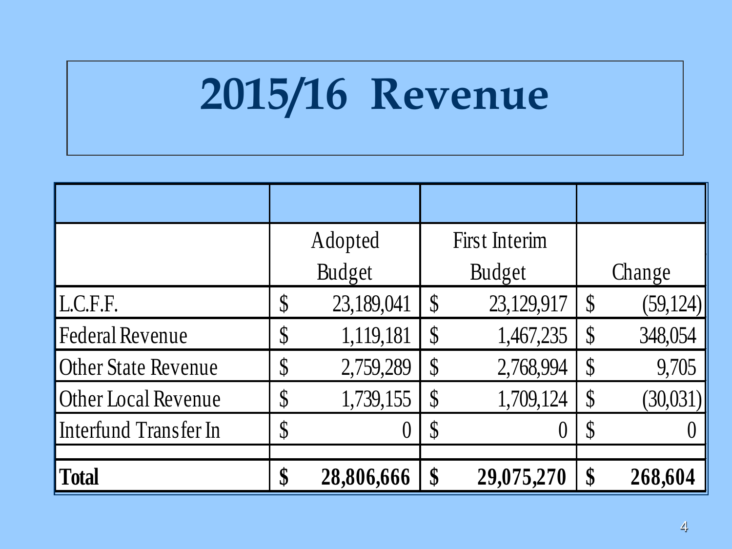# 2015/16 Revenue

| | Adopted Budget | First Interim Budget | Change |
|---|---|---|---|
| L.C.F.F. | $ 23,189,041 | $ 23,129,917 | $ (59,124) |
| Federal Revenue | $ 1,119,181 | $ 1,467,235 | $ 348,054 |
| Other State Revenue | $ 2,759,289 | $ 2,768,994 | $ 9,705 |
| Other Local Revenue | $ 1,739,155 | $ 1,709,124 | $ (30,031) |
| Interfund Transfer In | $ 0 | $ 0 | $ 0 |
| | | | |
| **Total** | **$ 28,806,666** | **$ 29,075,270** | **$ 268,604** |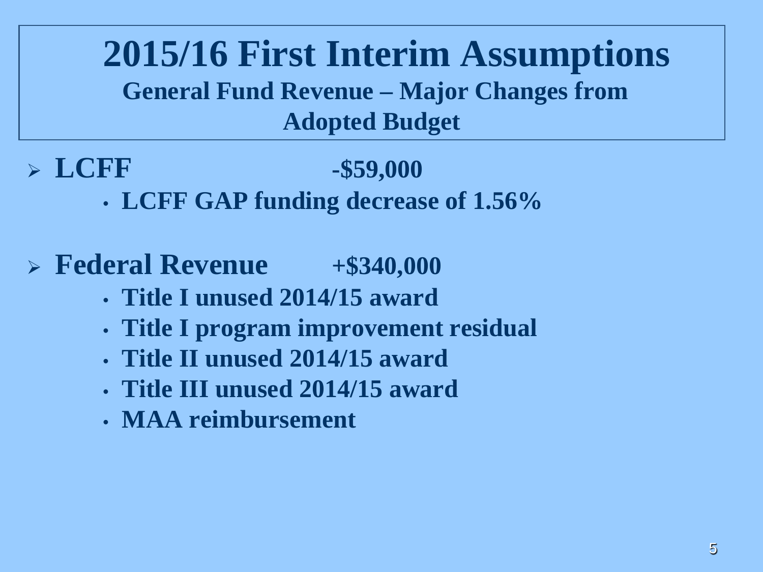# 2015/16 First Interim Assumptions

## General Fund Revenue – Major Changes from Adopted Budget

- **LCFF -$59,000**
  - **LCFF GAP funding decrease of 1.56%**

- **Federal Revenue +$340,000**
  - **Title I unused 2014/15 award**
  - **Title I program improvement residual**
  - **Title II unused 2014/15 award**
  - **Title III unused 2014/15 award**
  - **MAA reimbursement**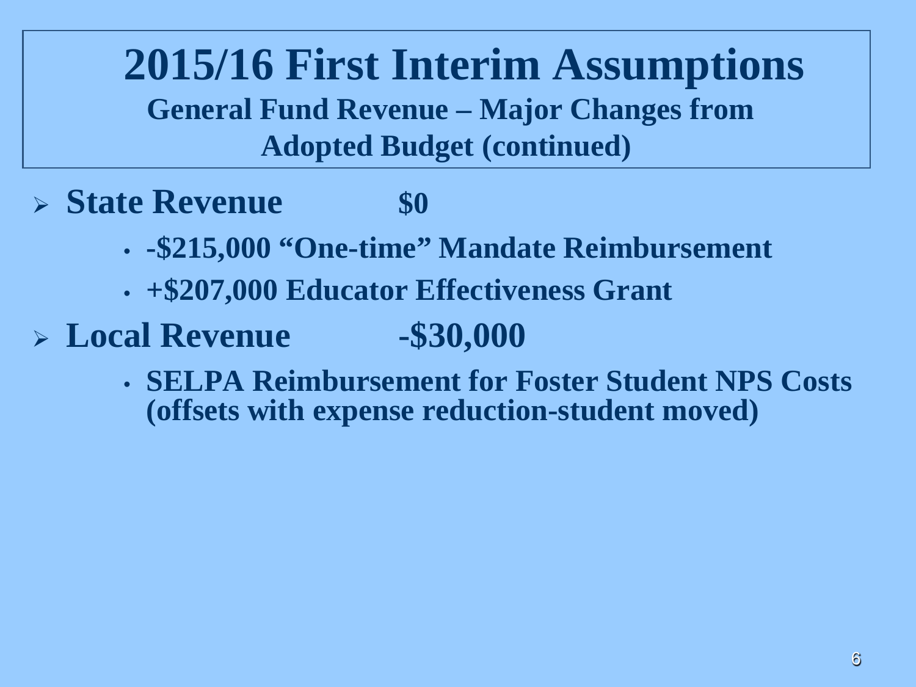# 2015/16 First Interim Assumptions

## General Fund Revenue – Major Changes from Adopted Budget (continued)

- **State Revenue $0**
  - **-$215,000 "One-time" Mandate Reimbursement**
  - **+$207,000 Educator Effectiveness Grant**
- **Local Revenue -$30,000**
  - **SELPA Reimbursement for Foster Student NPS Costs (offsets with expense reduction-student moved)**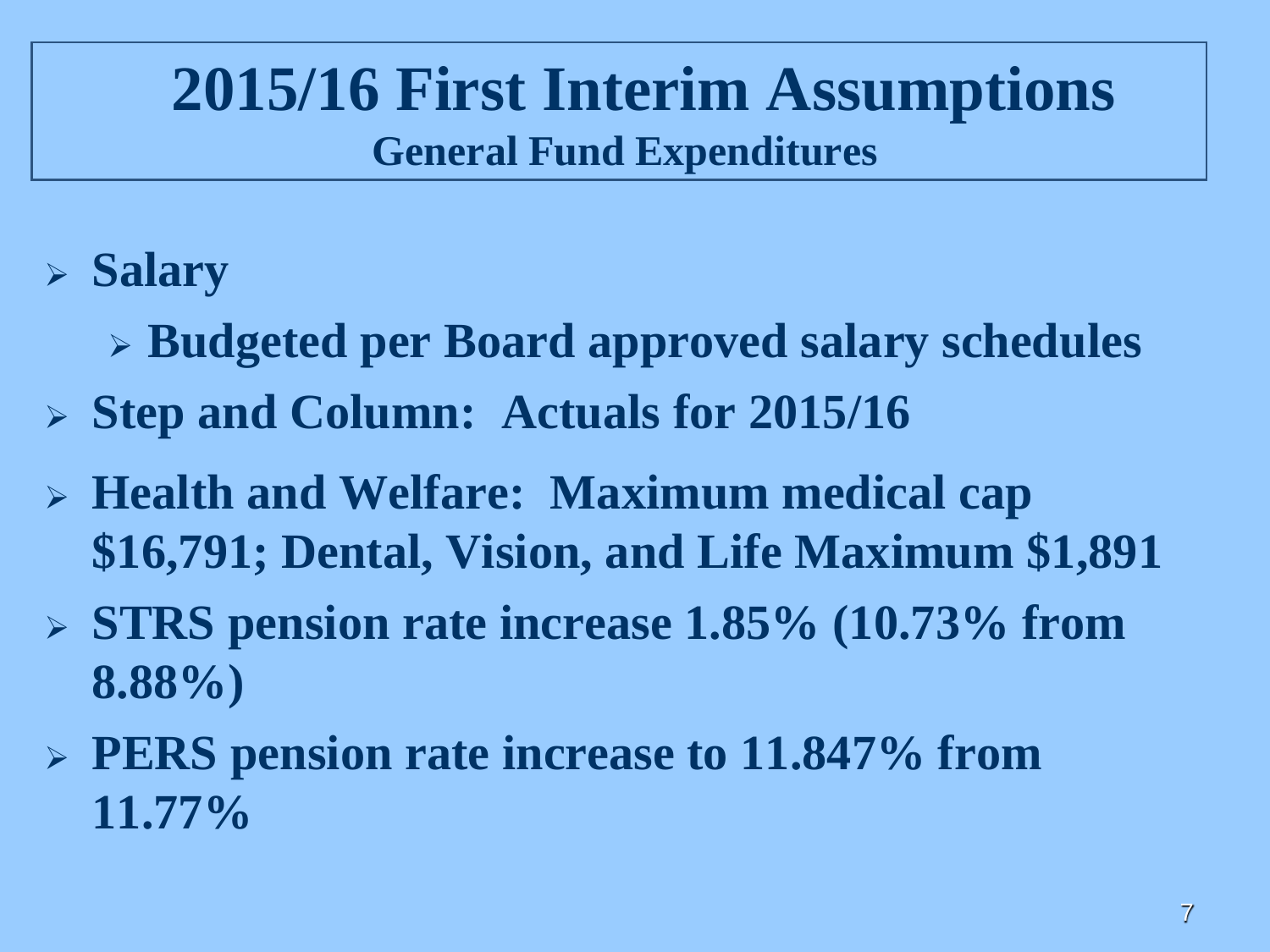# 2015/16 First Interim Assumptions

## General Fund Expenditures

- **Salary**
  - **Budgeted per Board approved salary schedules**
- **Step and Column: Actuals for 2015/16**
- **Health and Welfare: Maximum medical cap $16,791; Dental, Vision, and Life Maximum $1,891**
- **STRS pension rate increase 1.85% (10.73% from 8.88%)**
- **PERS pension rate increase to 11.847% from 11.77%**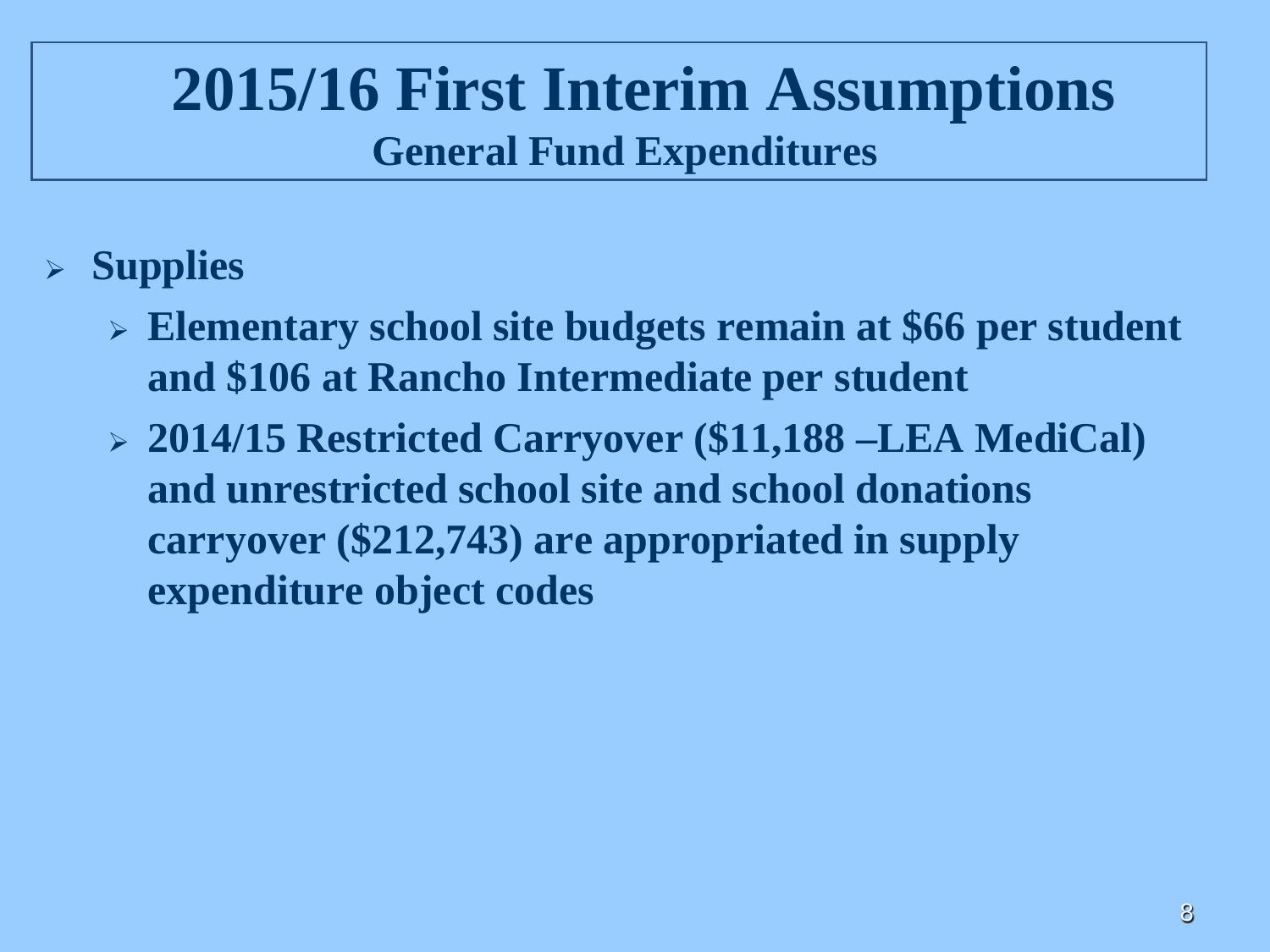# 2015/16 First Interim Assumptions

## General Fund Expenditures

- **Supplies**
  - **Elementary school site budgets remain at $66 per student and $106 at Rancho Intermediate per student**
  - **2014/15 Restricted Carryover ($11,188 –LEA MediCal) and unrestricted school site and school donations carryover ($212,743) are appropriated in supply expenditure object codes**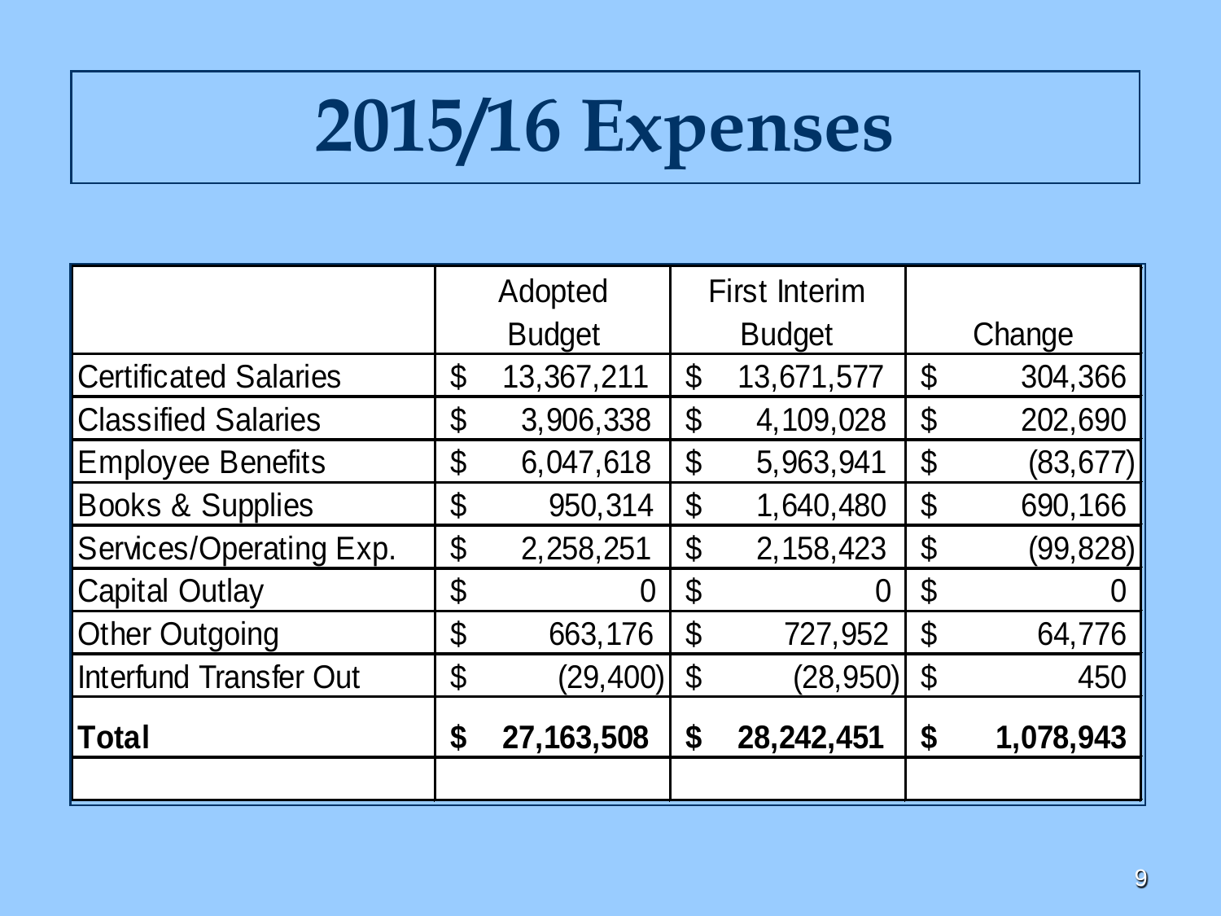# 2015/16 Expenses

| | Adopted Budget | First Interim Budget | Change |
|---|---|---|---|
| Certificated Salaries | $ 13,367,211 | $ 13,671,577 | $ 304,366 |
| Classified Salaries | $ 3,906,338 | $ 4,109,028 | $ 202,690 |
| Employee Benefits | $ 6,047,618 | $ 5,963,941 | $ (83,677) |
| Books & Supplies | $ 950,314 | $ 1,640,480 | $ 690,166 |
| Services/Operating Exp. | $ 2,258,251 | $ 2,158,423 | $ (99,828) |
| Capital Outlay | $ 0 | $ 0 | $ 0 |
| Other Outgoing | $ 663,176 | $ 727,952 | $ 64,776 |
| Interfund Transfer Out | $ (29,400) | $ (28,950) | $ 450 |
| **Total** | **$ 27,163,508** | **$ 28,242,451** | **$ 1,078,943** |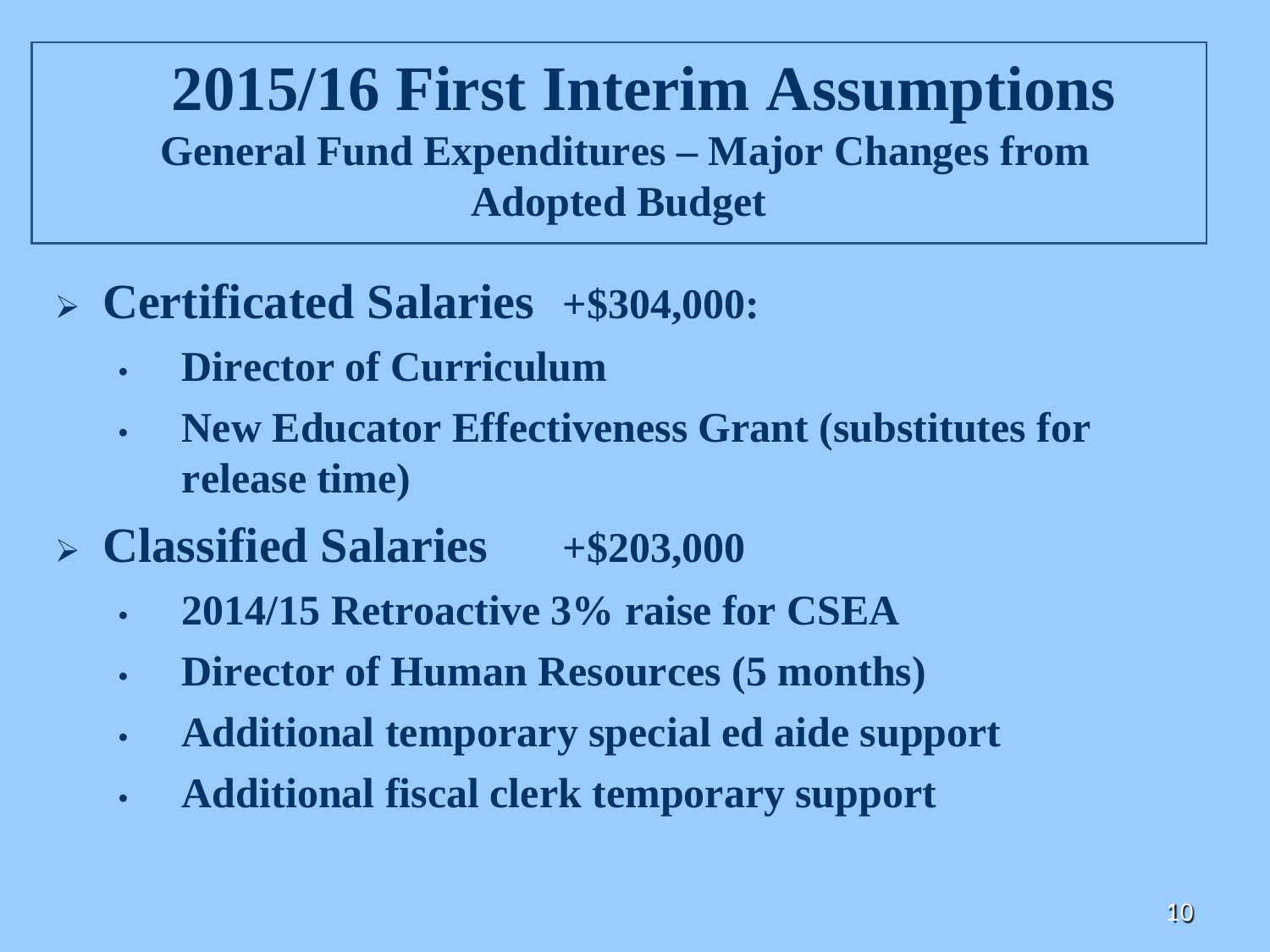# 2015/16 First Interim Assumptions

## General Fund Expenditures – Major Changes from Adopted Budget

- **Certificated Salaries +$304,000:**
  - **Director of Curriculum**
  - **New Educator Effectiveness Grant (substitutes for release time)**
- **Classified Salaries +$203,000**
  - **2014/15 Retroactive 3% raise for CSEA**
  - **Director of Human Resources (5 months)**
  - **Additional temporary special ed aide support**
  - **Additional fiscal clerk temporary support**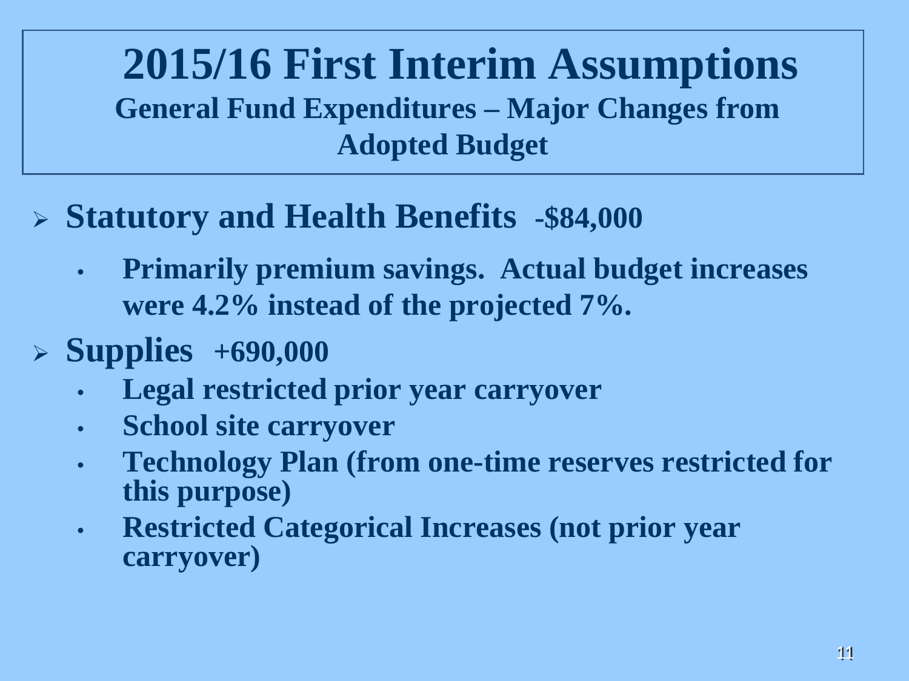# 2015/16 First Interim Assumptions

## General Fund Expenditures – Major Changes from Adopted Budget

- **Statutory and Health Benefits -$84,000**
  - **Primarily premium savings. Actual budget increases were 4.2% instead of the projected 7%.**
- **Supplies +690,000**
  - **Legal restricted prior year carryover**
  - **School site carryover**
  - **Technology Plan (from one-time reserves restricted for this purpose)**
  - **Restricted Categorical Increases (not prior year carryover)**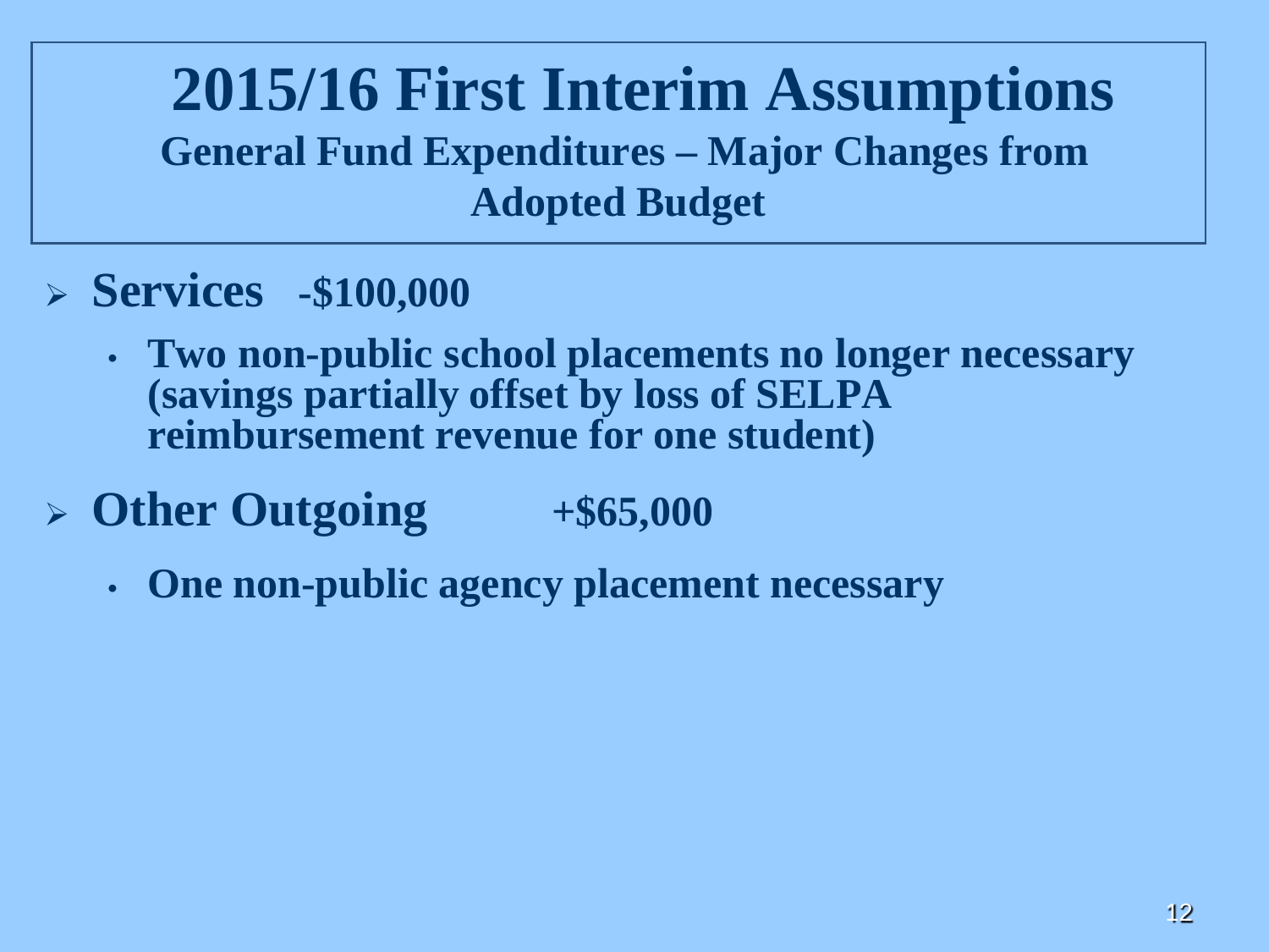# 2015/16 First Interim Assumptions

## General Fund Expenditures – Major Changes from Adopted Budget

- **Services -$100,000**
  - **Two non-public school placements no longer necessary (savings partially offset by loss of SELPA reimbursement revenue for one student)**
- **Other Outgoing +$65,000**
  - **One non-public agency placement necessary**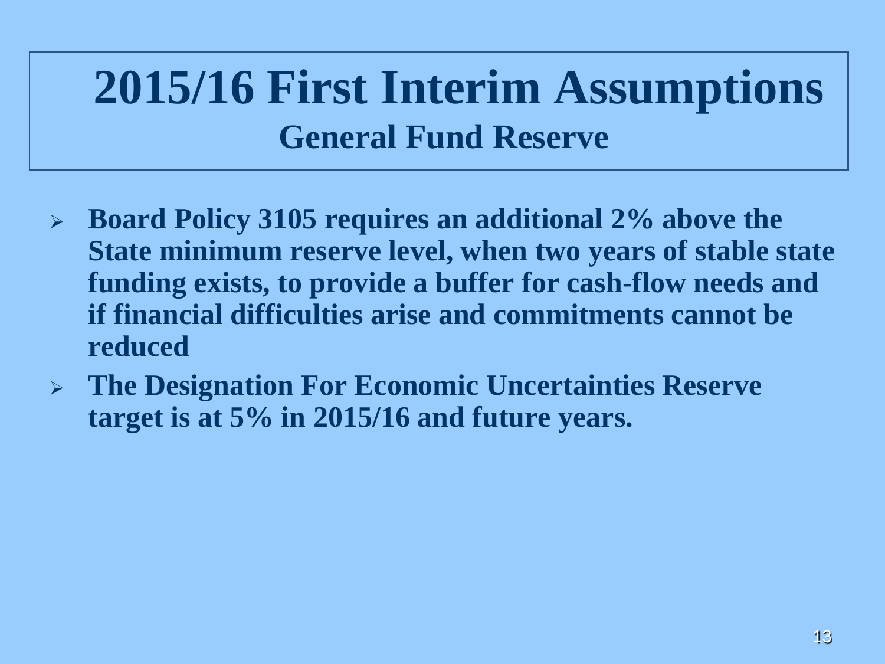# 2015/16 First Interim Assumptions

## General Fund Reserve

- **Board Policy 3105 requires an additional 2% above the State minimum reserve level, when two years of stable state funding exists, to provide a buffer for cash-flow needs and if financial difficulties arise and commitments cannot be reduced**
- **The Designation For Economic Uncertainties Reserve target is at 5% in 2015/16 and future years.**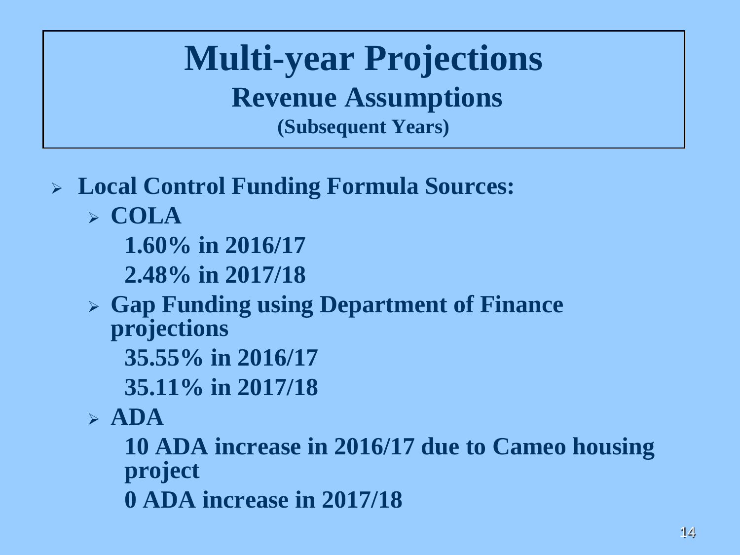# Multi-year Projections

## Revenue Assumptions

### (Subsequent Years)

- **Local Control Funding Formula Sources:**
  - **COLA**

    **1.60% in 2016/17**

    **2.48% in 2017/18**
  - **Gap Funding using Department of Finance projections**

    **35.55% in 2016/17**

    **35.11% in 2017/18**
  - **ADA**

    **10 ADA increase in 2016/17 due to Cameo housing project**

    **0 ADA increase in 2017/18**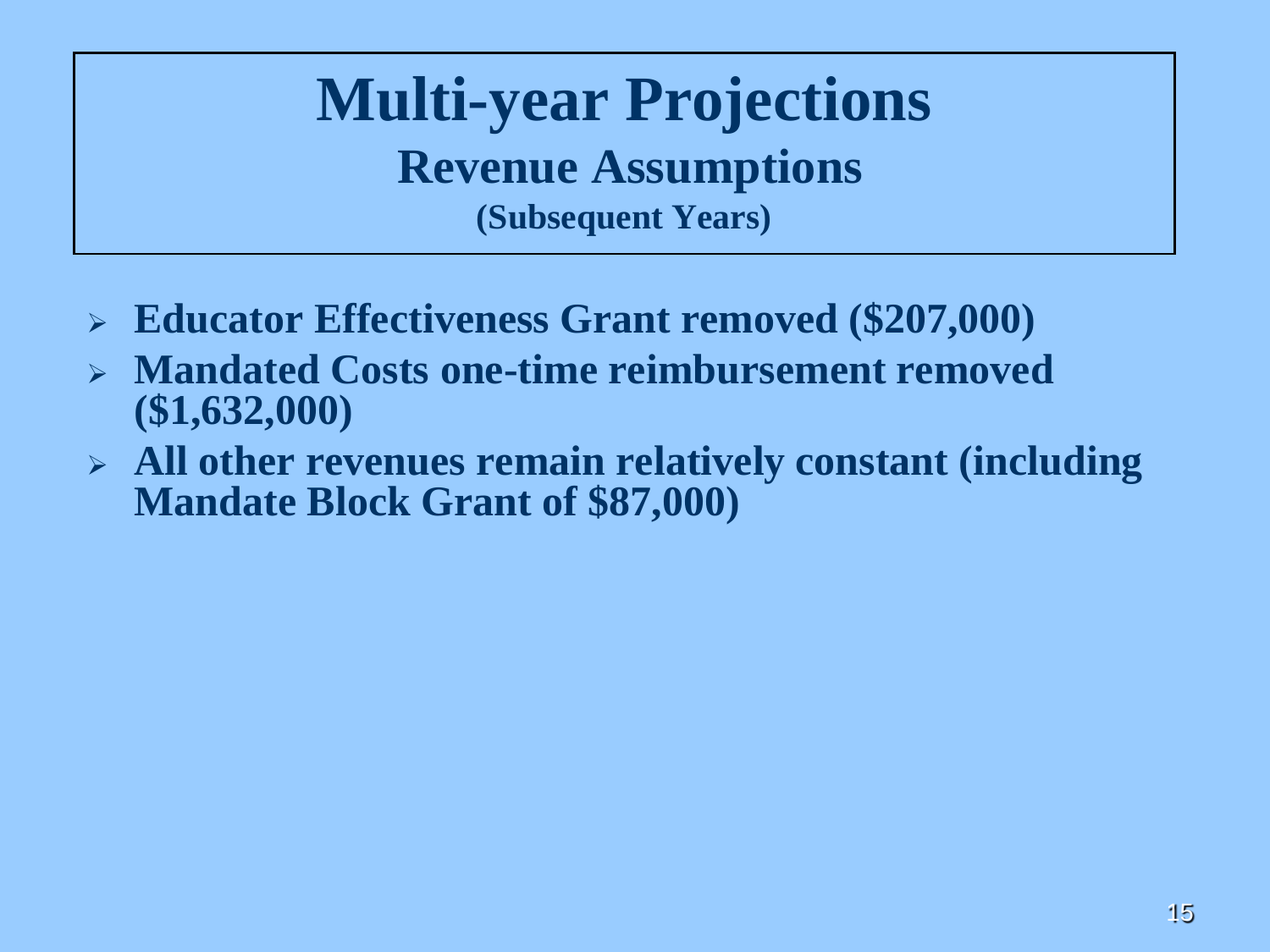# Multi-year Projections

## Revenue Assumptions

### (Subsequent Years)

- **Educator Effectiveness Grant removed ($207,000)**
- **Mandated Costs one-time reimbursement removed ($1,632,000)**
- **All other revenues remain relatively constant (including Mandate Block Grant of $87,000)**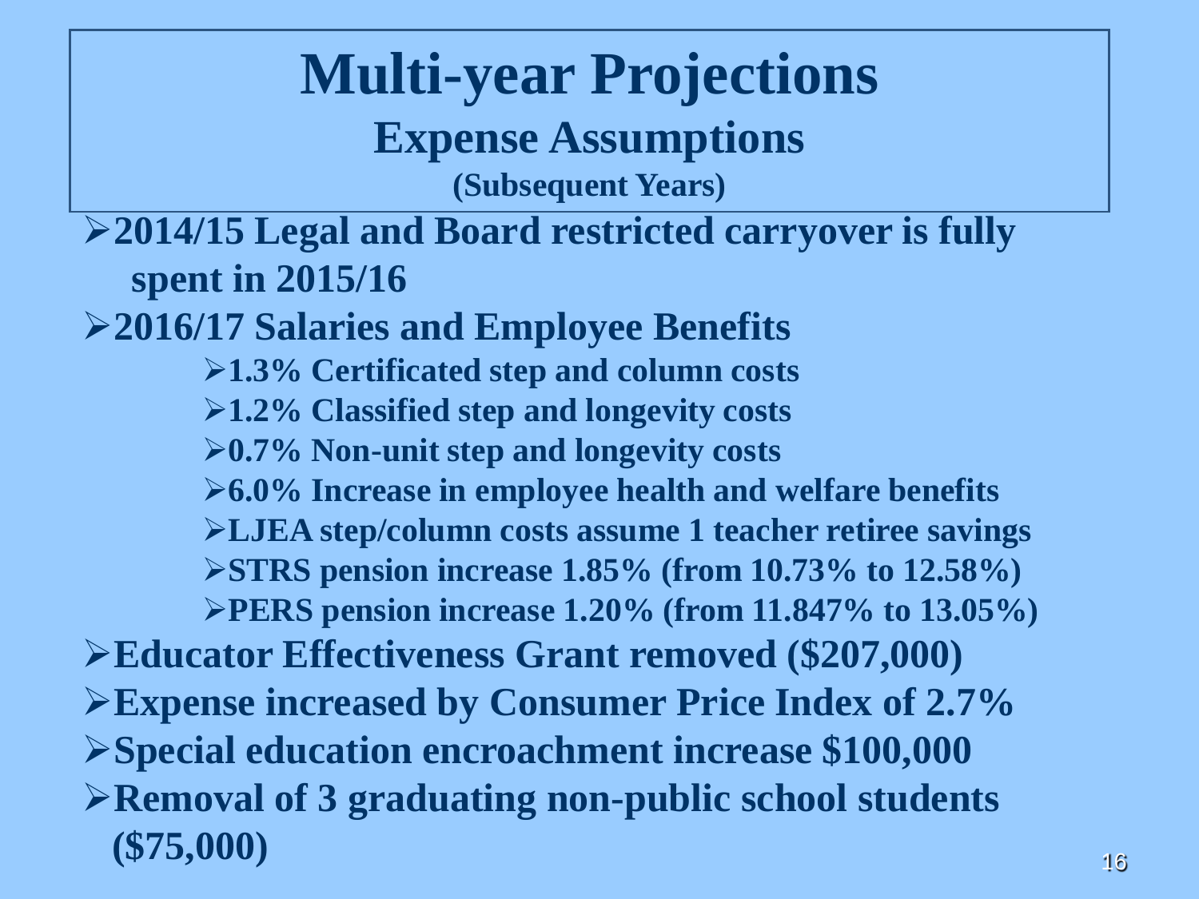# Multi-year Projections

## Expense Assumptions

### (Subsequent Years)

- **2014/15 Legal and Board restricted carryover is fully spent in 2015/16**
- **2016/17 Salaries and Employee Benefits**
  - **1.3% Certificated step and column costs**
  - **1.2% Classified step and longevity costs**
  - **0.7% Non-unit step and longevity costs**
  - **6.0% Increase in employee health and welfare benefits**
  - **LJEA step/column costs assume 1 teacher retiree savings**
  - **STRS pension increase 1.85% (from 10.73% to 12.58%)**
  - **PERS pension increase 1.20% (from 11.847% to 13.05%)**
- **Educator Effectiveness Grant removed ($207,000)**
- **Expense increased by Consumer Price Index of 2.7%**
- **Special education encroachment increase $100,000**
- **Removal of 3 graduating non-public school students ($75,000)**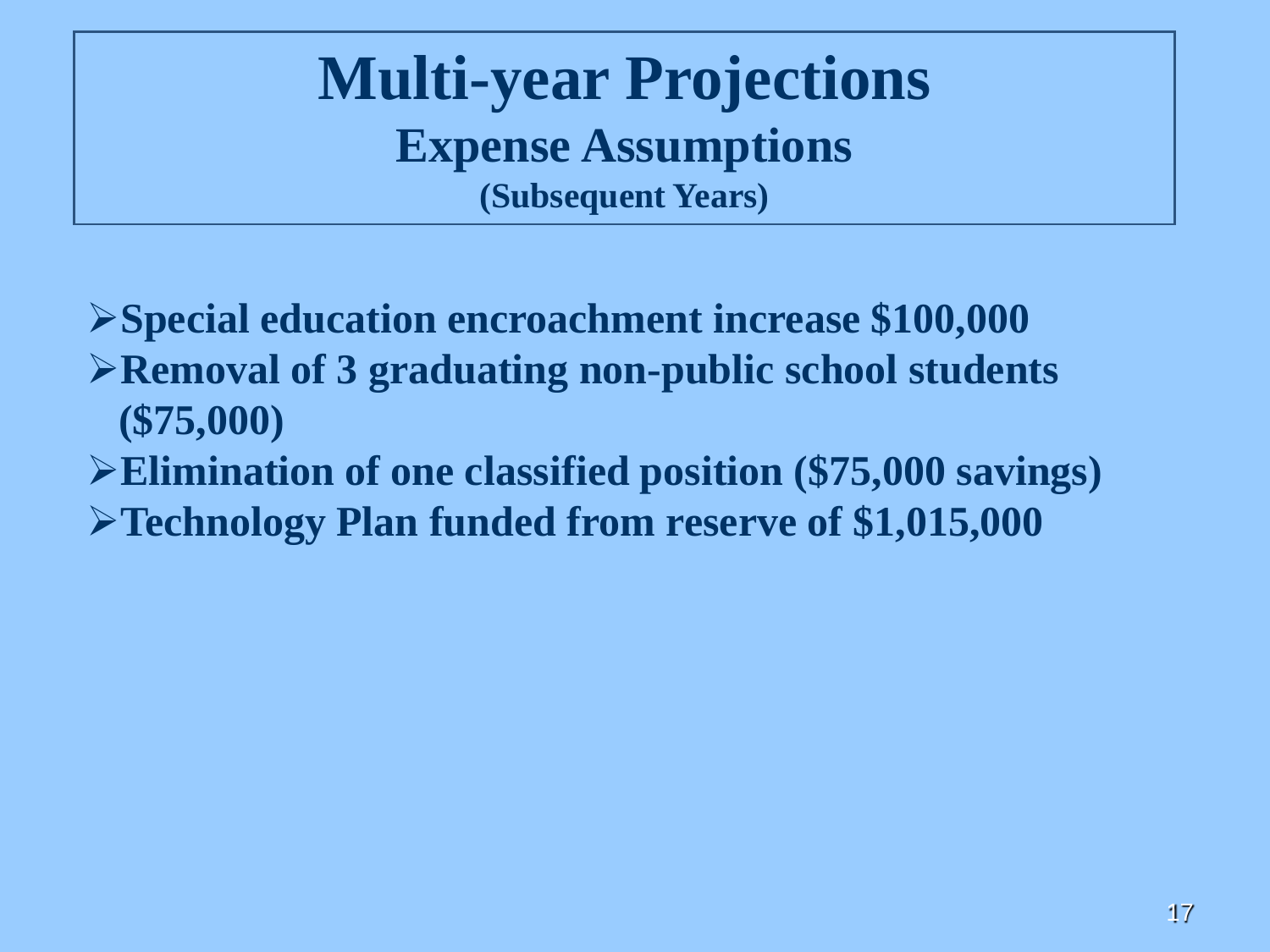# Multi-year Projections

## Expense Assumptions

### (Subsequent Years)

- **Special education encroachment increase $100,000**
- **Removal of 3 graduating non-public school students ($75,000)**
- **Elimination of one classified position ($75,000 savings)**
- **Technology Plan funded from reserve of $1,015,000**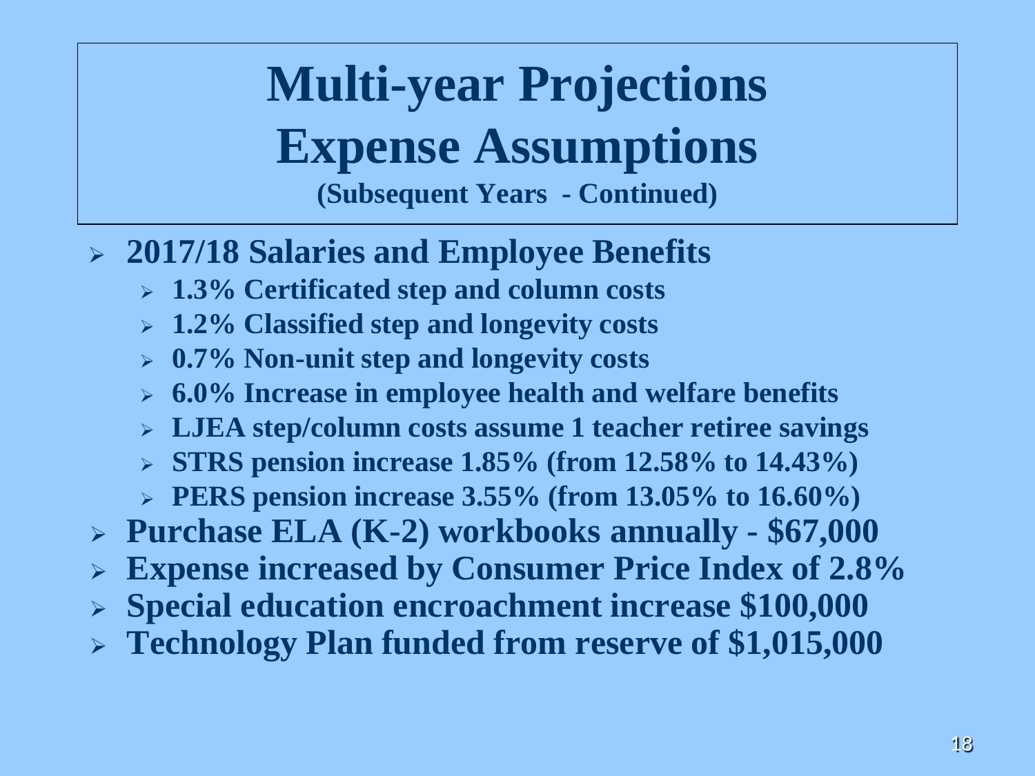# Multi-year Projections
# Expense Assumptions

**(Subsequent Years - Continued)**

- **2017/18 Salaries and Employee Benefits**
  - **1.3% Certificated step and column costs**
  - **1.2% Classified step and longevity costs**
  - **0.7% Non-unit step and longevity costs**
  - **6.0% Increase in employee health and welfare benefits**
  - **LJEA step/column costs assume 1 teacher retiree savings**
  - **STRS pension increase 1.85% (from 12.58% to 14.43%)**
  - **PERS pension increase 3.55% (from 13.05% to 16.60%)**
- **Purchase ELA (K-2) workbooks annually - $67,000**
- **Expense increased by Consumer Price Index of 2.8%**
- **Special education encroachment increase $100,000**
- **Technology Plan funded from reserve of $1,015,000**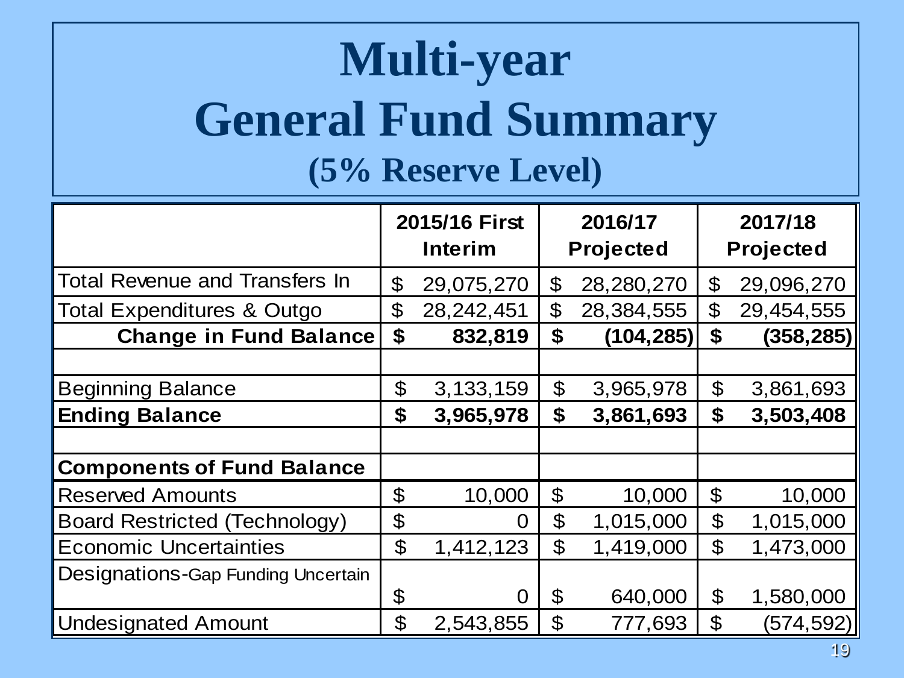# Multi-year General Fund Summary

## (5% Reserve Level)

| | 2015/16 First Interim | 2016/17 Projected | 2017/18 Projected |
|---|---|---|---|
| Total Revenue and Transfers In | $ 29,075,270 | $ 28,280,270 | $ 29,096,270 |
| Total Expenditures & Outgo | $ 28,242,451 | $ 28,384,555 | $ 29,454,555 |
| **Change in Fund Balance** | **$ 832,819** | **$ (104,285)** | **$ (358,285)** |
| | | | |
| Beginning Balance | $ 3,133,159 | $ 3,965,978 | $ 3,861,693 |
| **Ending Balance** | **$ 3,965,978** | **$ 3,861,693** | **$ 3,503,408** |
| | | | |
| **Components of Fund Balance** | | | |
| Reserved Amounts | $ 10,000 | $ 10,000 | $ 10,000 |
| Board Restricted (Technology) | $ 0 | $ 1,015,000 | $ 1,015,000 |
| Economic Uncertainties | $ 1,412,123 | $ 1,419,000 | $ 1,473,000 |
| Designations-Gap Funding Uncertain | $ 0 | $ 640,000 | $ 1,580,000 |
| Undesignated Amount | $ 2,543,855 | $ 777,693 | $ (574,592) |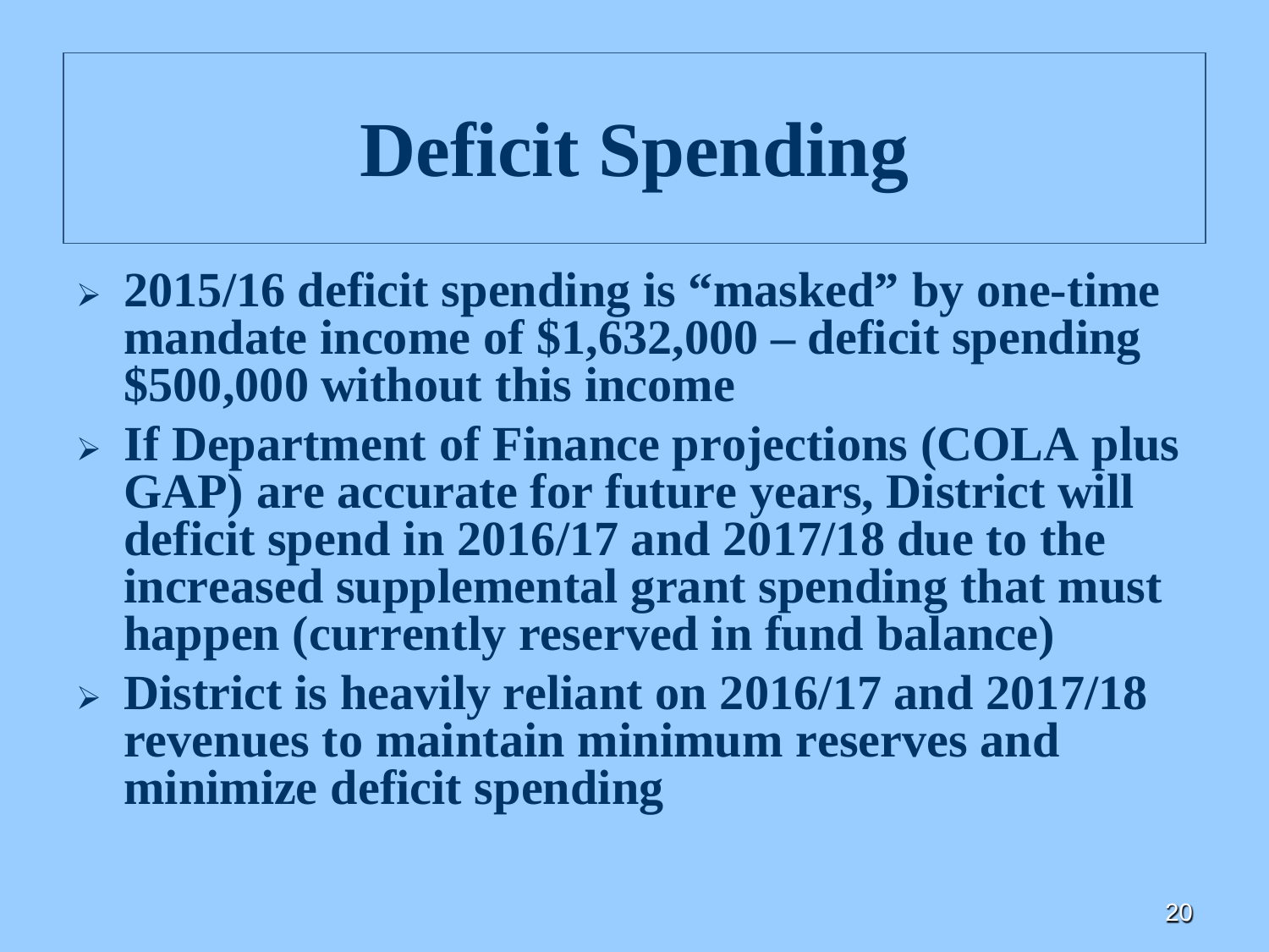# Deficit Spending

- 2015/16 deficit spending is "masked" by one-time mandate income of $1,632,000 – deficit spending $500,000 without this income
- If Department of Finance projections (COLA plus GAP) are accurate for future years, District will deficit spend in 2016/17 and 2017/18 due to the increased supplemental grant spending that must happen (currently reserved in fund balance)
- District is heavily reliant on 2016/17 and 2017/18 revenues to maintain minimum reserves and minimize deficit spending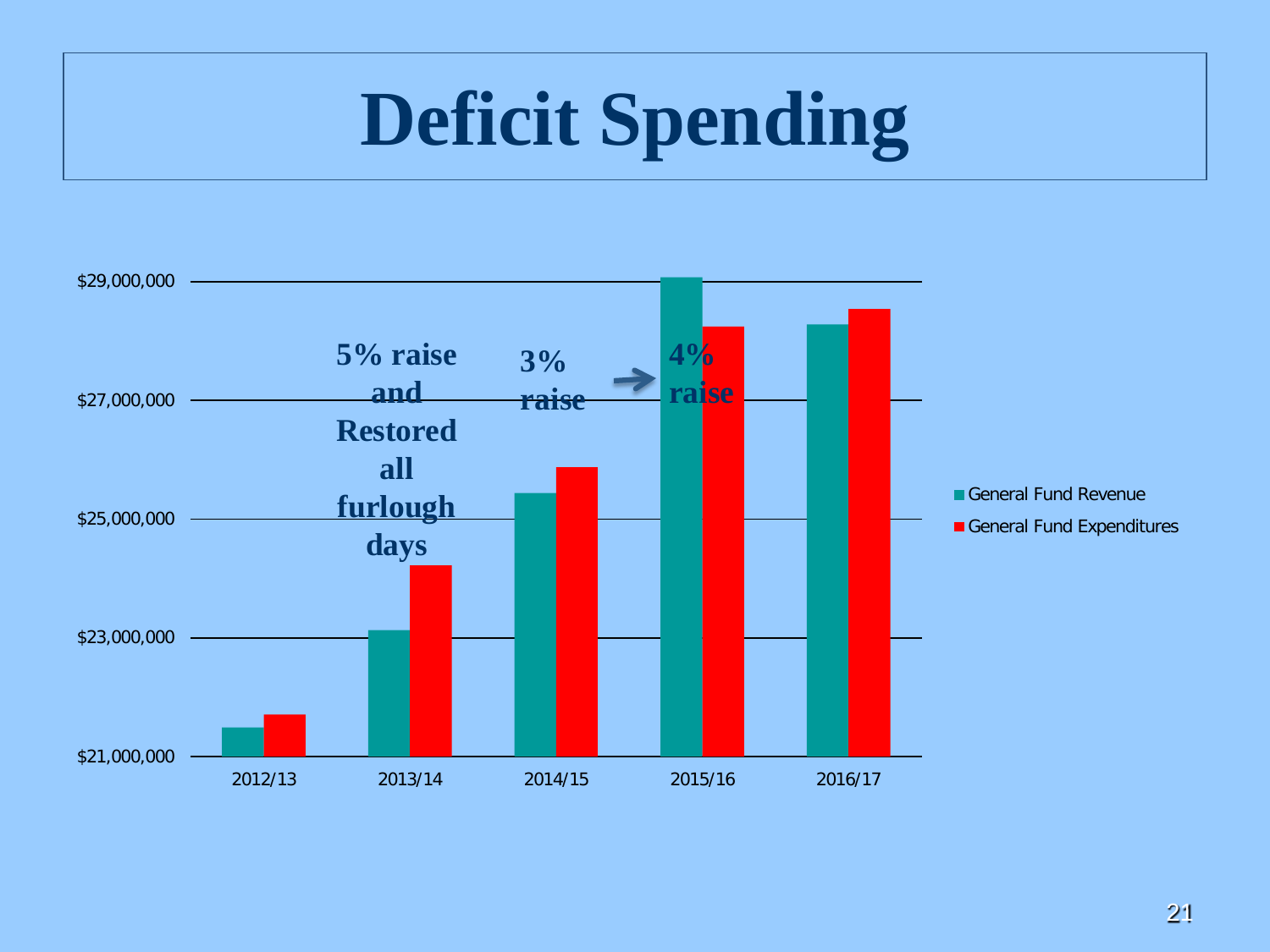# Deficit Spending

$29,000,000

$27,000,000

$25,000,000

$23,000,000

$21,000,000

5% raise and Restored all furlough days

3% raise

4% raise

2012/13 2013/14 2014/15 2015/16 2016/17

- General Fund Revenue
- General Fund Expenditures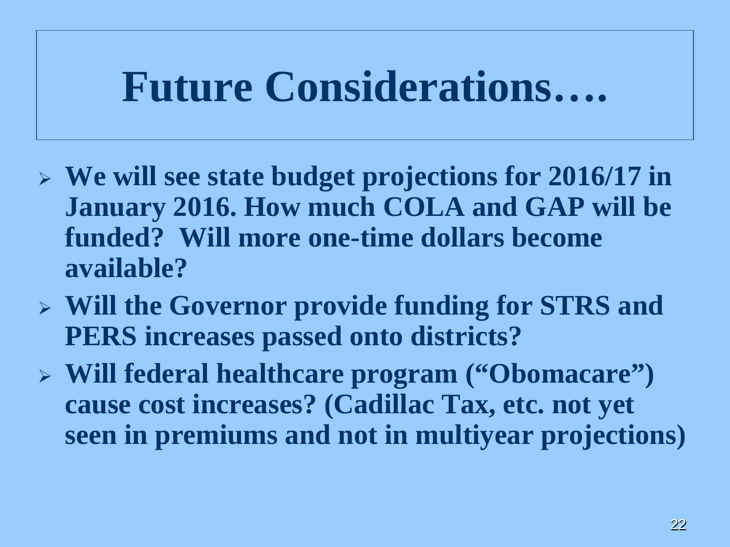# Future Considerations….

- **We will see state budget projections for 2016/17 in January 2016. How much COLA and GAP will be funded? Will more one-time dollars become available?**
- **Will the Governor provide funding for STRS and PERS increases passed onto districts?**
- **Will federal healthcare program ("Obomacare") cause cost increases? (Cadillac Tax, etc. not yet seen in premiums and not in multiyear projections)**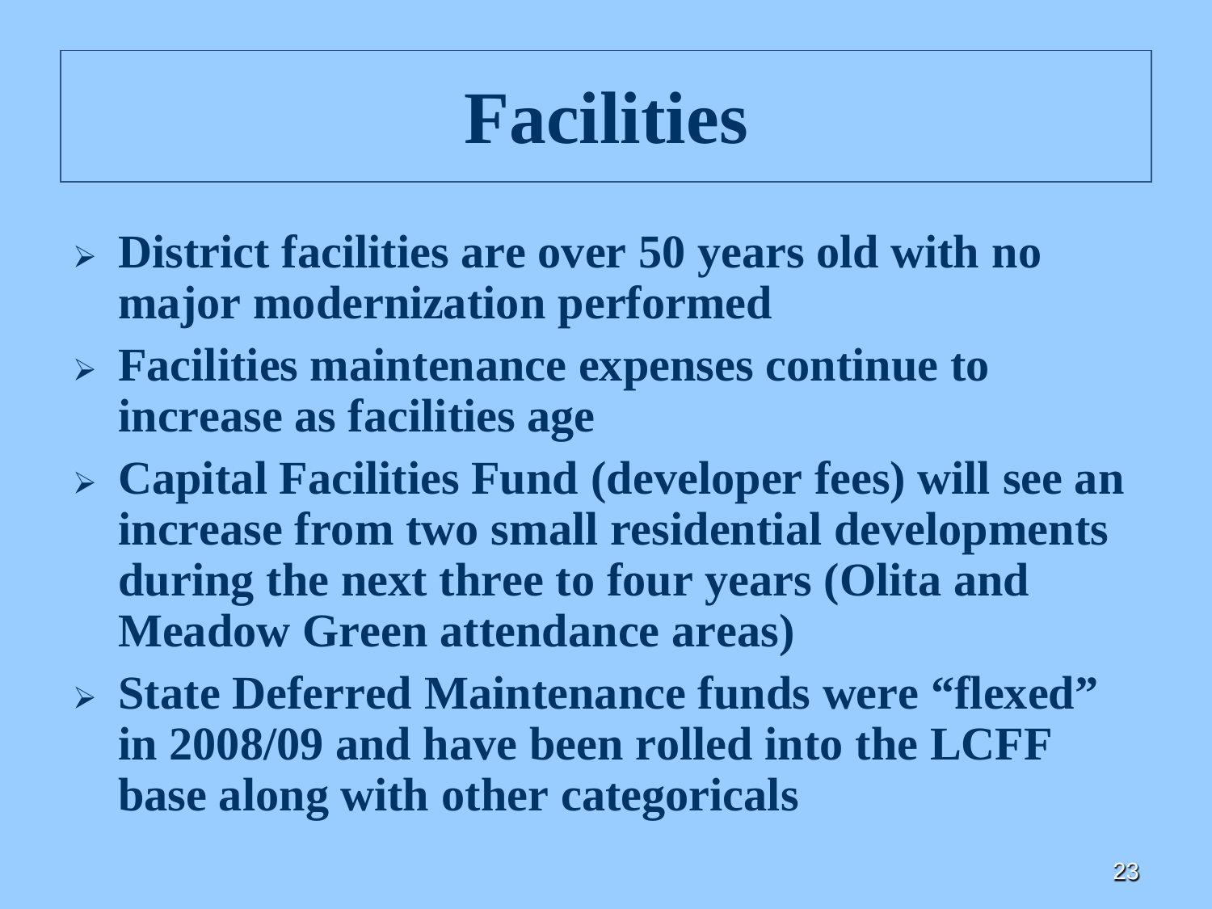# Facilities

- District facilities are over 50 years old with no major modernization performed
- Facilities maintenance expenses continue to increase as facilities age
- Capital Facilities Fund (developer fees) will see an increase from two small residential developments during the next three to four years (Olita and Meadow Green attendance areas)
- State Deferred Maintenance funds were "flexed" in 2008/09 and have been rolled into the LCFF base along with other categoricals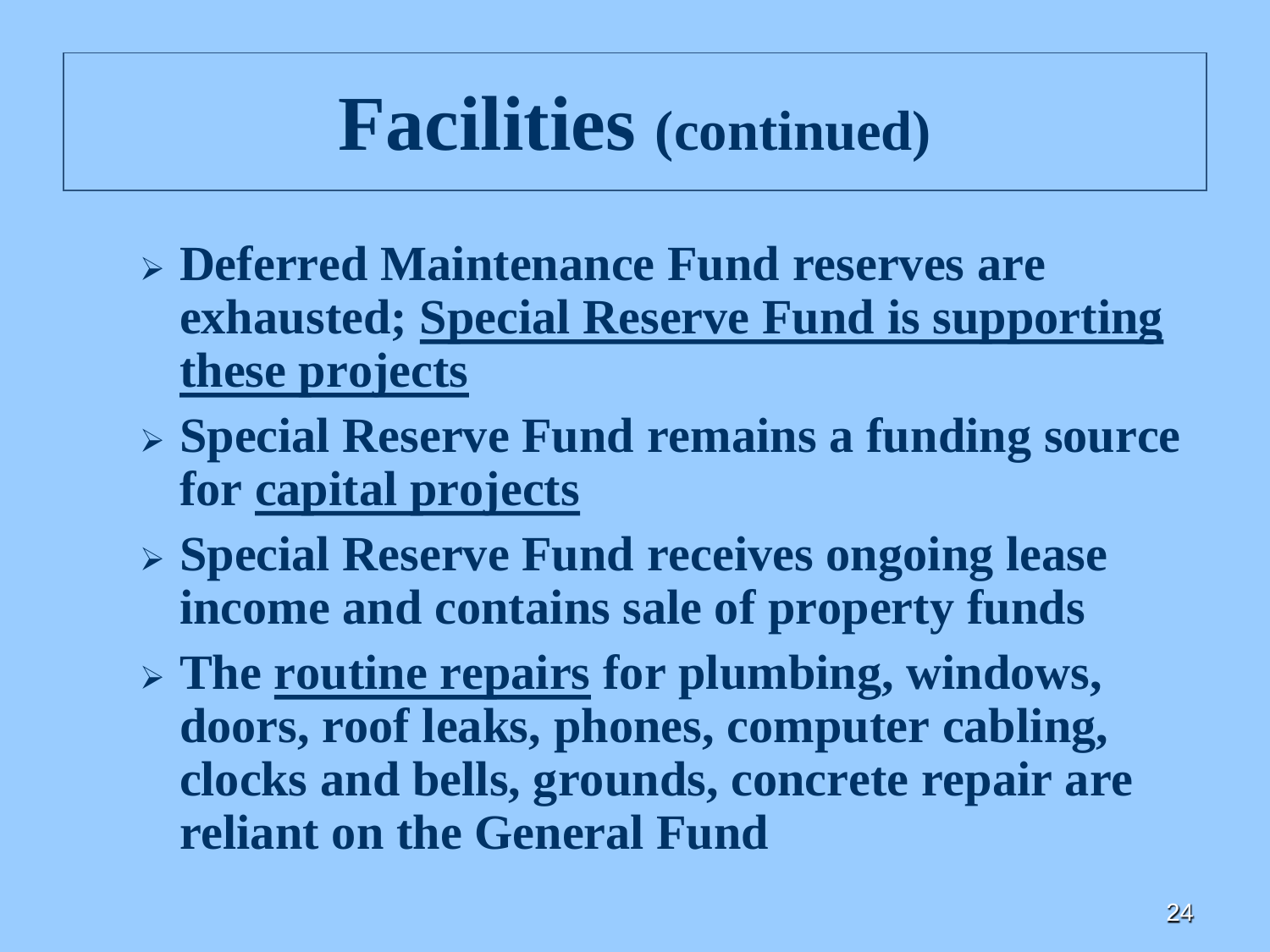# Facilities (continued)

- **Deferred Maintenance Fund reserves are exhausted; <u>Special Reserve Fund is supporting these projects</u>**
- **Special Reserve Fund remains a funding source for <u>capital projects</u>**
- **Special Reserve Fund receives ongoing lease income and contains sale of property funds**
- **The <u>routine repairs</u> for plumbing, windows, doors, roof leaks, phones, computer cabling, clocks and bells, grounds, concrete repair are reliant on the General Fund**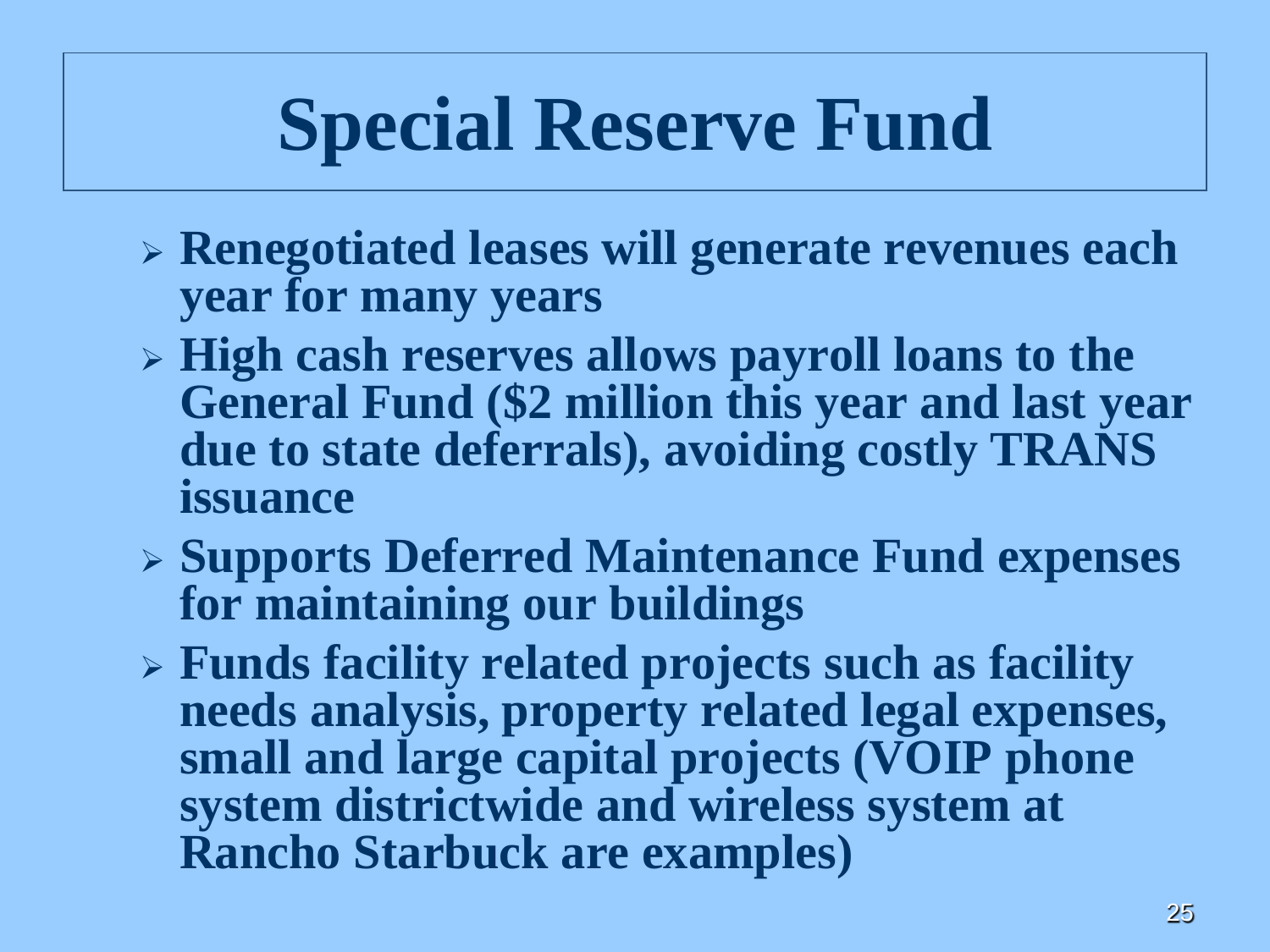# Special Reserve Fund

- **Renegotiated leases will generate revenues each year for many years**
- **High cash reserves allows payroll loans to the General Fund ($2 million this year and last year due to state deferrals), avoiding costly TRANS issuance**
- **Supports Deferred Maintenance Fund expenses for maintaining our buildings**
- **Funds facility related projects such as facility needs analysis, property related legal expenses, small and large capital projects (VOIP phone system districtwide and wireless system at Rancho Starbuck are examples)**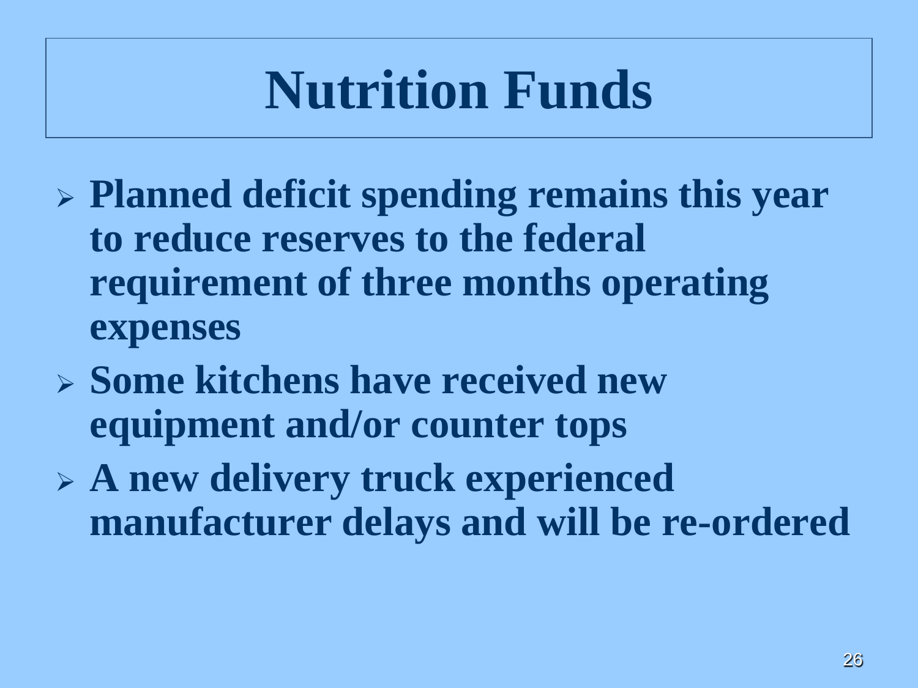# Nutrition Funds

- **Planned deficit spending remains this year to reduce reserves to the federal requirement of three months operating expenses**
- **Some kitchens have received new equipment and/or counter tops**
- **A new delivery truck experienced manufacturer delays and will be re-ordered**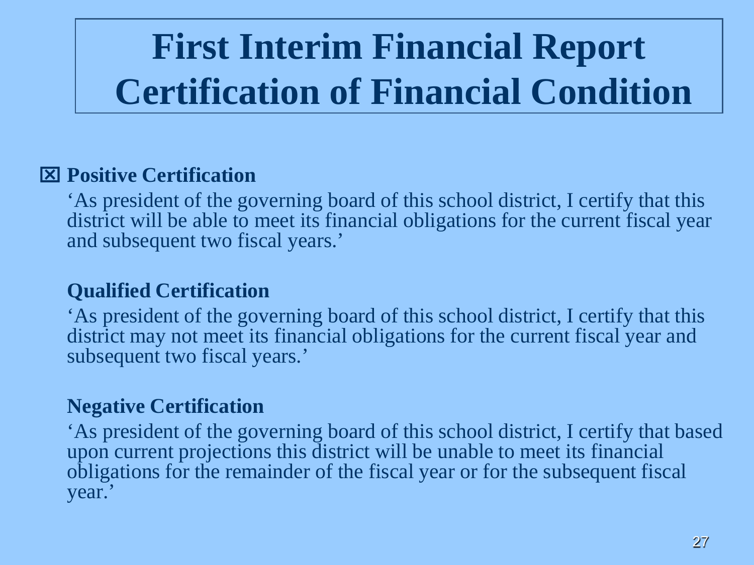# First Interim Financial Report Certification of Financial Condition

☒ **Positive Certification**

'As president of the governing board of this school district, I certify that this district will be able to meet its financial obligations for the current fiscal year and subsequent two fiscal years.'

**Qualified Certification**

'As president of the governing board of this school district, I certify that this district may not meet its financial obligations for the current fiscal year and subsequent two fiscal years.'

**Negative Certification**

'As president of the governing board of this school district, I certify that based upon current projections this district will be unable to meet its financial obligations for the remainder of the fiscal year or for the subsequent fiscal year.'